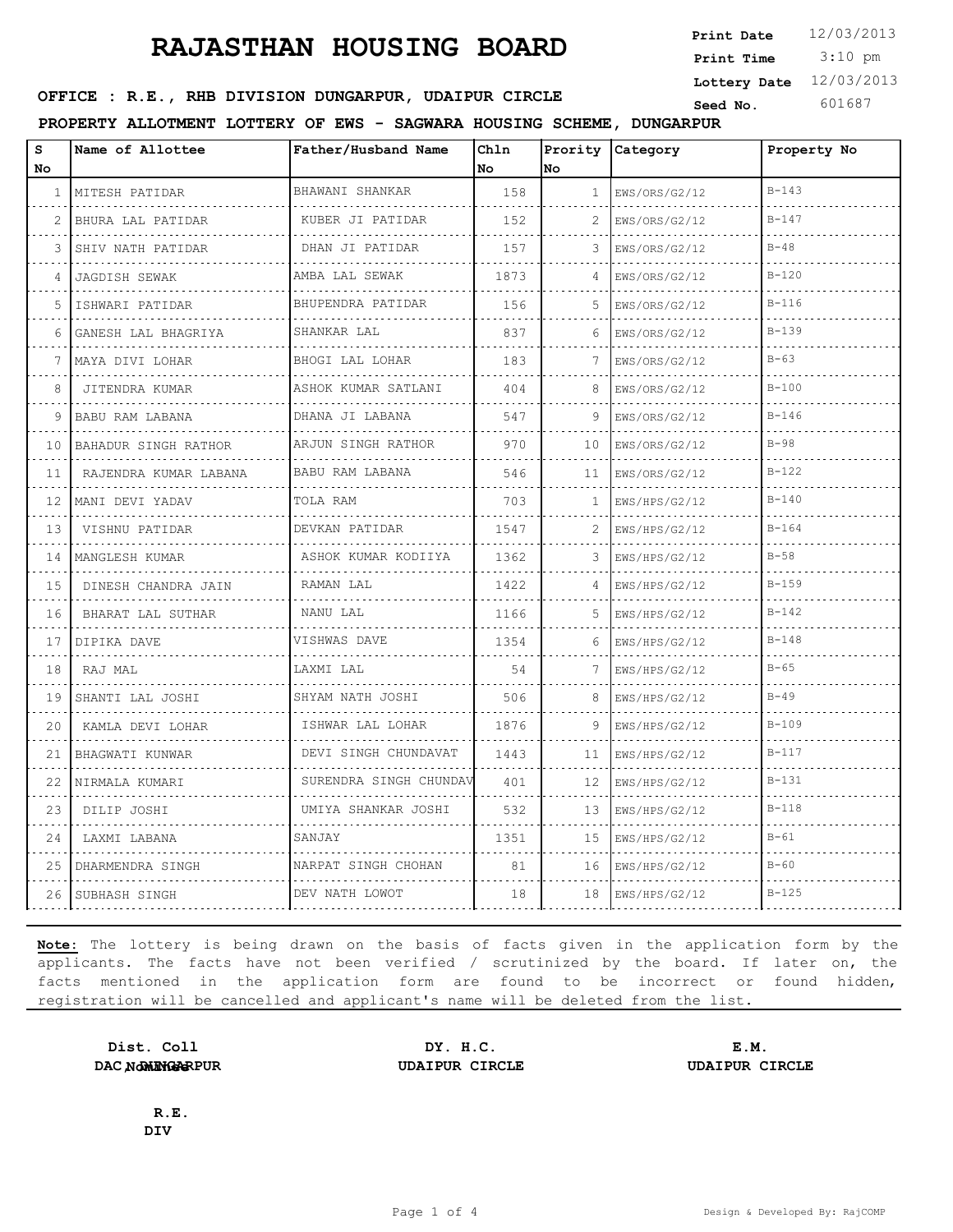# RAJASTHAN HOUSING BOARD

**Print Date** 12/03/2013
**Print Time** 3:10 pm
**Lottery Date** 12/03/2013
**Seed No.** 601687

**OFFICE : R.E., RHB DIVISION DUNGARPUR, UDAIPUR CIRCLE**

**PROPERTY ALLOTMENT LOTTERY OF EWS - SAGWARA HOUSING SCHEME, DUNGARPUR**

| S No | Name of Allottee | Father/Husband Name | Chln No | Prority No | Category | Property No |
|---|---|---|---|---|---|---|
| 1 | MITESH PATIDAR | BHAWANI SHANKAR | 158 | 1 | EWS/ORS/G2/12 | B-143 |
| 2 | BHURA LAL PATIDAR | KUBER JI PATIDAR | 152 | 2 | EWS/ORS/G2/12 | B-147 |
| 3 | SHIV NATH PATIDAR | DHAN JI PATIDAR | 157 | 3 | EWS/ORS/G2/12 | B-48 |
| 4 | JAGDISH SEWAK | AMBA LAL SEWAK | 1873 | 4 | EWS/ORS/G2/12 | B-120 |
| 5 | ISHWARI PATIDAR | BHUPENDRA PATIDAR | 156 | 5 | EWS/ORS/G2/12 | B-116 |
| 6 | GANESH LAL BHAGRIYA | SHANKAR LAL | 837 | 6 | EWS/ORS/G2/12 | B-139 |
| 7 | MAYA DIVI LOHAR | BHOGI LAL LOHAR | 183 | 7 | EWS/ORS/G2/12 | B-63 |
| 8 | JITENDRA KUMAR | ASHOK KUMAR SATLANI | 404 | 8 | EWS/ORS/G2/12 | B-100 |
| 9 | BABU RAM LABANA | DHANA JI LABANA | 547 | 9 | EWS/ORS/G2/12 | B-146 |
| 10 | BAHADUR SINGH RATHOR | ARJUN SINGH RATHOR | 970 | 10 | EWS/ORS/G2/12 | B-98 |
| 11 | RAJENDRA KUMAR LABANA | BABU RAM LABANA | 546 | 11 | EWS/ORS/G2/12 | B-122 |
| 12 | MANI DEVI YADAV | TOLA RAM | 703 | 1 | EWS/HPS/G2/12 | B-140 |
| 13 | VISHNU PATIDAR | DEVKAN PATIDAR | 1547 | 2 | EWS/HPS/G2/12 | B-164 |
| 14 | MANGLESH KUMAR | ASHOK KUMAR KODIIYA | 1362 | 3 | EWS/HPS/G2/12 | B-58 |
| 15 | DINESH CHANDRA JAIN | RAMAN LAL | 1422 | 4 | EWS/HPS/G2/12 | B-159 |
| 16 | BHARAT LAL SUTHAR | NANU LAL | 1166 | 5 | EWS/HPS/G2/12 | B-142 |
| 17 | DIPIKA DAVE | VISHWAS DAVE | 1354 | 6 | EWS/HPS/G2/12 | B-148 |
| 18 | RAJ MAL | LAXMI LAL | 54 | 7 | EWS/HPS/G2/12 | B-65 |
| 19 | SHANTI LAL JOSHI | SHYAM NATH JOSHI | 506 | 8 | EWS/HPS/G2/12 | B-49 |
| 20 | KAMLA DEVI LOHAR | ISHWAR LAL LOHAR | 1876 | 9 | EWS/HPS/G2/12 | B-109 |
| 21 | BHAGWATI KUNWAR | DEVI SINGH CHUNDAVAT | 1443 | 11 | EWS/HPS/G2/12 | B-117 |
| 22 | NIRMALA KUMARI | SURENDRA SINGH CHUNDAV | 401 | 12 | EWS/HPS/G2/12 | B-131 |
| 23 | DILIP JOSHI | UMIYA SHANKAR JOSHI | 532 | 13 | EWS/HPS/G2/12 | B-118 |
| 24 | LAXMI LABANA | SANJAY | 1351 | 15 | EWS/HPS/G2/12 | B-61 |
| 25 | DHARMENDRA SINGH | NARPAT SINGH CHOHAN | 81 | 16 | EWS/HPS/G2/12 | B-60 |
| 26 | SUBHASH SINGH | DEV NATH LOWOT | 18 | 18 | EWS/HPS/G2/12 | B-125 |

**Note:** The lottery is being drawn on the basis of facts given in the application form by the applicants. The facts have not been verified / scrutinized by the board. If later on, the facts mentioned in the application form are found to be incorrect or found hidden, registration will be cancelled and applicant's name will be deleted from the list.

**Dist. Coll**
**DAC Nominee DUNGARPUR**

**DY. H.C.**
**UDAIPUR CIRCLE**

**E.M.**
**UDAIPUR CIRCLE**

**R.E.**
**DIV**

Design & Developed By: RajCOMP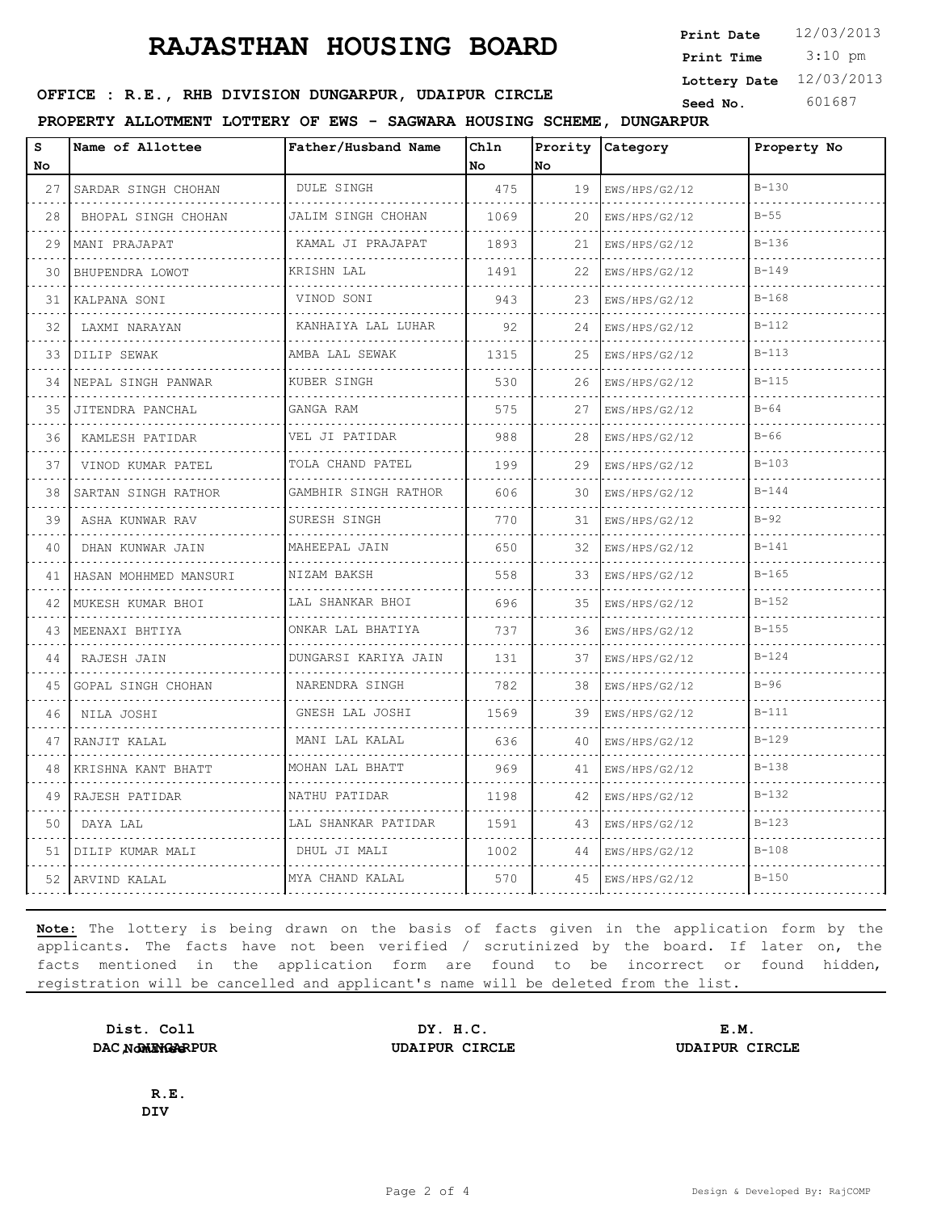# RAJASTHAN HOUSING BOARD

**Print Date** 12/03/2013
**Print Time** 3:10 pm
**Lottery Date** 12/03/2013
**Seed No.** 601687

**OFFICE : R.E., RHB DIVISION DUNGARPUR, UDAIPUR CIRCLE**

**PROPERTY ALLOTMENT LOTTERY OF EWS - SAGWARA HOUSING SCHEME, DUNGARPUR**

| S No | Name of Allottee | Father/Husband Name | Chln No | Prority No | Category | Property No |
|---|---|---|---|---|---|---|
| 27 | SARDAR SINGH CHOHAN | DULE SINGH | 475 | 19 | EWS/HPS/G2/12 | B-130 |
| 28 | BHOPAL SINGH CHOHAN | JALIM SINGH CHOHAN | 1069 | 20 | EWS/HPS/G2/12 | B-55 |
| 29 | MANI PRAJAPAT | KAMAL JI PRAJAPAT | 1893 | 21 | EWS/HPS/G2/12 | B-136 |
| 30 | BHUPENDRA LOWOT | KRISHN LAL | 1491 | 22 | EWS/HPS/G2/12 | B-149 |
| 31 | KALPANA SONI | VINOD SONI | 943 | 23 | EWS/HPS/G2/12 | B-168 |
| 32 | LAXMI NARAYAN | KANHAIYA LAL LUHAR | 92 | 24 | EWS/HPS/G2/12 | B-112 |
| 33 | DILIP SEWAK | AMBA LAL SEWAK | 1315 | 25 | EWS/HPS/G2/12 | B-113 |
| 34 | NEPAL SINGH PANWAR | KUBER SINGH | 530 | 26 | EWS/HPS/G2/12 | B-115 |
| 35 | JITENDRA PANCHAL | GANGA RAM | 575 | 27 | EWS/HPS/G2/12 | B-64 |
| 36 | KAMLESH PATIDAR | VEL JI PATIDAR | 988 | 28 | EWS/HPS/G2/12 | B-66 |
| 37 | VINOD KUMAR PATEL | TOLA CHAND PATEL | 199 | 29 | EWS/HPS/G2/12 | B-103 |
| 38 | SARTAN SINGH RATHOR | GAMBHIR SINGH RATHOR | 606 | 30 | EWS/HPS/G2/12 | B-144 |
| 39 | ASHA KUNWAR RAV | SURESH SINGH | 770 | 31 | EWS/HPS/G2/12 | B-92 |
| 40 | DHAN KUNWAR JAIN | MAHEEPAL JAIN | 650 | 32 | EWS/HPS/G2/12 | B-141 |
| 41 | HASAN MOHHMED MANSURI | NIZAM BAKSH | 558 | 33 | EWS/HPS/G2/12 | B-165 |
| 42 | MUKESH KUMAR BHOI | LAL SHANKAR BHOI | 696 | 35 | EWS/HPS/G2/12 | B-152 |
| 43 | MEENAXI BHTIYA | ONKAR LAL BHATIYA | 737 | 36 | EWS/HPS/G2/12 | B-155 |
| 44 | RAJESH JAIN | DUNGARSI KARIYA JAIN | 131 | 37 | EWS/HPS/G2/12 | B-124 |
| 45 | GOPAL SINGH CHOHAN | NARENDRA SINGH | 782 | 38 | EWS/HPS/G2/12 | B-96 |
| 46 | NILA JOSHI | GNESH LAL JOSHI | 1569 | 39 | EWS/HPS/G2/12 | B-111 |
| 47 | RANJIT KALAL | MANI LAL KALAL | 636 | 40 | EWS/HPS/G2/12 | B-129 |
| 48 | KRISHNA KANT BHATT | MOHAN LAL BHATT | 969 | 41 | EWS/HPS/G2/12 | B-138 |
| 49 | RAJESH PATIDAR | NATHU PATIDAR | 1198 | 42 | EWS/HPS/G2/12 | B-132 |
| 50 | DAYA LAL | LAL SHANKAR PATIDAR | 1591 | 43 | EWS/HPS/G2/12 | B-123 |
| 51 | DILIP KUMAR MALI | DHUL JI MALI | 1002 | 44 | EWS/HPS/G2/12 | B-108 |
| 52 | ARVIND KALAL | MYA CHAND KALAL | 570 | 45 | EWS/HPS/G2/12 | B-150 |

**Note:** The lottery is being drawn on the basis of facts given in the application form by the applicants. The facts have not been verified / scrutinized by the board. If later on, the facts mentioned in the application form are found to be incorrect or found hidden, registration will be cancelled and applicant's name will be deleted from the list.

**Dist. Coll**
**DAC Nominee**
**DUNGARPUR**

**DY. H.C.**
**UDAIPUR CIRCLE**

**E.M.**
**UDAIPUR CIRCLE**

**R.E.**
**DIV**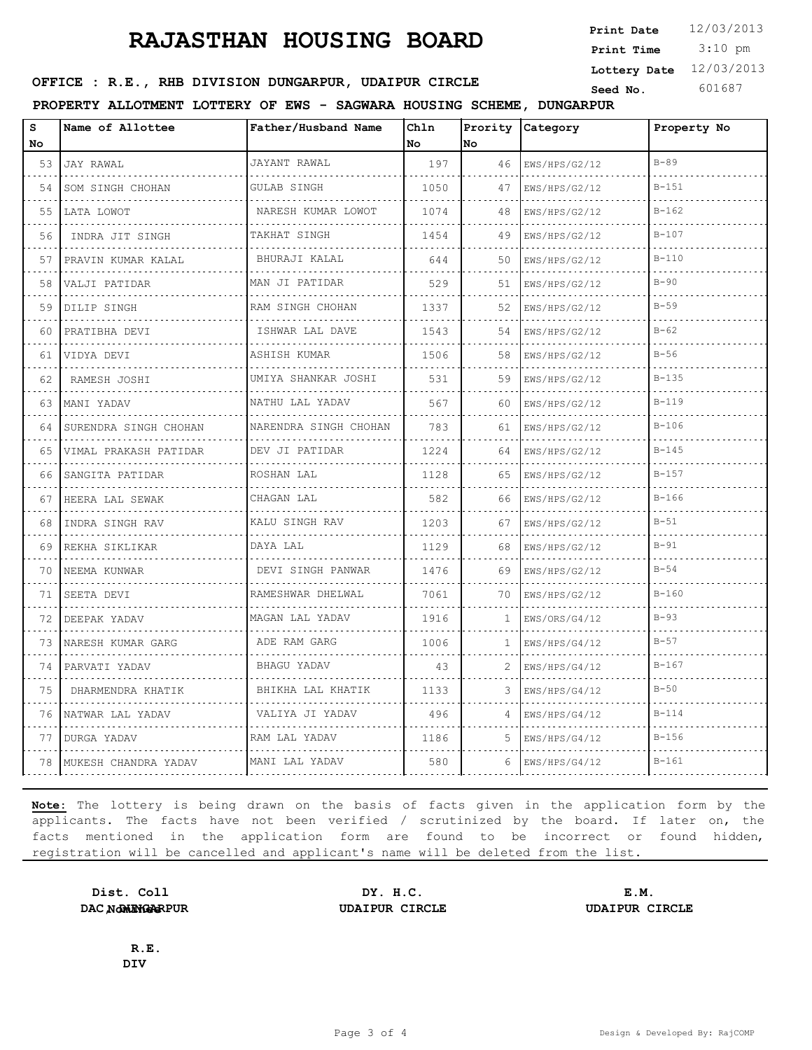# RAJASTHAN HOUSING BOARD

**Print Date** 12/03/2013
**Print Time** 3:10 pm
**Lottery Date** 12/03/2013
**Seed No.** 601687

**OFFICE : R.E., RHB DIVISION DUNGARPUR, UDAIPUR CIRCLE**

**PROPERTY ALLOTMENT LOTTERY OF EWS - SAGWARA HOUSING SCHEME, DUNGARPUR**

| S No | Name of Allottee | Father/Husband Name | Chln No | Prority No | Category | Property No |
|---|---|---|---|---|---|---|
| 53 | JAY RAWAL | JAYANT RAWAL | 197 | 46 | EWS/HPS/G2/12 | B-89 |
| 54 | SOM SINGH CHOHAN | GULAB SINGH | 1050 | 47 | EWS/HPS/G2/12 | B-151 |
| 55 | LATA LOWOT | NARESH KUMAR LOWOT | 1074 | 48 | EWS/HPS/G2/12 | B-162 |
| 56 | INDRA JIT SINGH | TAKHAT SINGH | 1454 | 49 | EWS/HPS/G2/12 | B-107 |
| 57 | PRAVIN KUMAR KALAL | BHURAJI KALAL | 644 | 50 | EWS/HPS/G2/12 | B-110 |
| 58 | VALJI PATIDAR | MAN JI PATIDAR | 529 | 51 | EWS/HPS/G2/12 | B-90 |
| 59 | DILIP SINGH | RAM SINGH CHOHAN | 1337 | 52 | EWS/HPS/G2/12 | B-59 |
| 60 | PRATIBHA DEVI | ISHWAR LAL DAVE | 1543 | 54 | EWS/HPS/G2/12 | B-62 |
| 61 | VIDYA DEVI | ASHISH KUMAR | 1506 | 58 | EWS/HPS/G2/12 | B-56 |
| 62 | RAMESH JOSHI | UMIYA SHANKAR JOSHI | 531 | 59 | EWS/HPS/G2/12 | B-135 |
| 63 | MANI YADAV | NATHU LAL YADAV | 567 | 60 | EWS/HPS/G2/12 | B-119 |
| 64 | SURENDRA SINGH CHOHAN | NARENDRA SINGH CHOHAN | 783 | 61 | EWS/HPS/G2/12 | B-106 |
| 65 | VIMAL PRAKASH PATIDAR | DEV JI PATIDAR | 1224 | 64 | EWS/HPS/G2/12 | B-145 |
| 66 | SANGITA PATIDAR | ROSHAN LAL | 1128 | 65 | EWS/HPS/G2/12 | B-157 |
| 67 | HEERA LAL SEWAK | CHAGAN LAL | 582 | 66 | EWS/HPS/G2/12 | B-166 |
| 68 | INDRA SINGH RAV | KALU SINGH RAV | 1203 | 67 | EWS/HPS/G2/12 | B-51 |
| 69 | REKHA SIKLIKAR | DAYA LAL | 1129 | 68 | EWS/HPS/G2/12 | B-91 |
| 70 | NEEMA KUNWAR | DEVI SINGH PANWAR | 1476 | 69 | EWS/HPS/G2/12 | B-54 |
| 71 | SEETA DEVI | RAMESHWAR DHELWAL | 7061 | 70 | EWS/HPS/G2/12 | B-160 |
| 72 | DEEPAK YADAV | MAGAN LAL YADAV | 1916 | 1 | EWS/ORS/G4/12 | B-93 |
| 73 | NARESH KUMAR GARG | ADE RAM GARG | 1006 | 1 | EWS/HPS/G4/12 | B-57 |
| 74 | PARVATI YADAV | BHAGU YADAV | 43 | 2 | EWS/HPS/G4/12 | B-167 |
| 75 | DHARMENDRA KHATIK | BHIKHA LAL KHATIK | 1133 | 3 | EWS/HPS/G4/12 | B-50 |
| 76 | NATWAR LAL YADAV | VALIYA JI YADAV | 496 | 4 | EWS/HPS/G4/12 | B-114 |
| 77 | DURGA YADAV | RAM LAL YADAV | 1186 | 5 | EWS/HPS/G4/12 | B-156 |
| 78 | MUKESH CHANDRA YADAV | MANI LAL YADAV | 580 | 6 | EWS/HPS/G4/12 | B-161 |

**Note:** The lottery is being drawn on the basis of facts given in the application form by the applicants. The facts have not been verified / scrutinized by the board. If later on, the facts mentioned in the application form are found to be incorrect or found hidden, registration will be cancelled and applicant's name will be deleted from the list.

**Dist. Coll**
**DAC Nominee DUNGARPUR**

**DY. H.C.**
**UDAIPUR CIRCLE**

**E.M.**
**UDAIPUR CIRCLE**

**R.E.**
**DIV**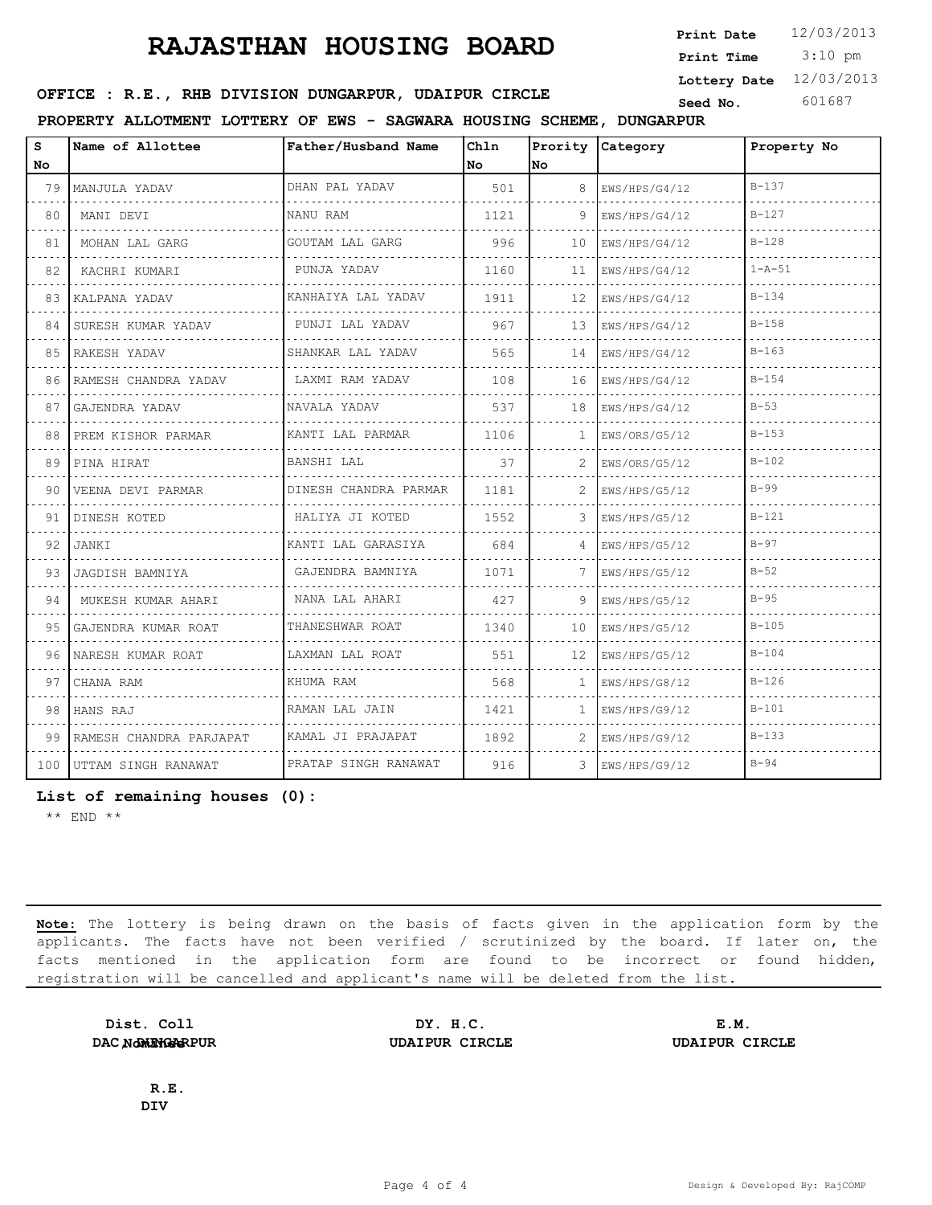# RAJASTHAN HOUSING BOARD

**Print Date** 12/03/2013
**Print Time** 3:10 pm
**Lottery Date** 12/03/2013
**Seed No.** 601687

**OFFICE : R.E., RHB DIVISION DUNGARPUR, UDAIPUR CIRCLE**

**PROPERTY ALLOTMENT LOTTERY OF EWS - SAGWARA HOUSING SCHEME, DUNGARPUR**

| S No | Name of Allottee | Father/Husband Name | Chln No | Prority No | Category | Property No |
|---|---|---|---|---|---|---|
| 79 | MANJULA YADAV | DHAN PAL YADAV | 501 | 8 | EWS/HPS/G4/12 | B-137 |
| 80 | MANI DEVI | NANU RAM | 1121 | 9 | EWS/HPS/G4/12 | B-127 |
| 81 | MOHAN LAL GARG | GOUTAM LAL GARG | 996 | 10 | EWS/HPS/G4/12 | B-128 |
| 82 | KACHRI KUMARI | PUNJA YADAV | 1160 | 11 | EWS/HPS/G4/12 | 1-A-51 |
| 83 | KALPANA YADAV | KANHAIYA LAL YADAV | 1911 | 12 | EWS/HPS/G4/12 | B-134 |
| 84 | SURESH KUMAR YADAV | PUNJI LAL YADAV | 967 | 13 | EWS/HPS/G4/12 | B-158 |
| 85 | RAKESH YADAV | SHANKAR LAL YADAV | 565 | 14 | EWS/HPS/G4/12 | B-163 |
| 86 | RAMESH CHANDRA YADAV | LAXMI RAM YADAV | 108 | 16 | EWS/HPS/G4/12 | B-154 |
| 87 | GAJENDRA YADAV | NAVALA YADAV | 537 | 18 | EWS/HPS/G4/12 | B-53 |
| 88 | PREM KISHOR PARMAR | KANTI LAL PARMAR | 1106 | 1 | EWS/ORS/G5/12 | B-153 |
| 89 | PINA HIRAT | BANSHI LAL | 37 | 2 | EWS/ORS/G5/12 | B-102 |
| 90 | VEENA DEVI PARMAR | DINESH CHANDRA PARMAR | 1181 | 2 | EWS/HPS/G5/12 | B-99 |
| 91 | DINESH KOTED | HALIYA JI KOTED | 1552 | 3 | EWS/HPS/G5/12 | B-121 |
| 92 | JANKI | KANTI LAL GARASIYA | 684 | 4 | EWS/HPS/G5/12 | B-97 |
| 93 | JAGDISH BAMNIYA | GAJENDRA BAMNIYA | 1071 | 7 | EWS/HPS/G5/12 | B-52 |
| 94 | MUKESH KUMAR AHARI | NANA LAL AHARI | 427 | 9 | EWS/HPS/G5/12 | B-95 |
| 95 | GAJENDRA KUMAR ROAT | THANESHWAR ROAT | 1340 | 10 | EWS/HPS/G5/12 | B-105 |
| 96 | NARESH KUMAR ROAT | LAXMAN LAL ROAT | 551 | 12 | EWS/HPS/G5/12 | B-104 |
| 97 | CHANA RAM | KHUMA RAM | 568 | 1 | EWS/HPS/G8/12 | B-126 |
| 98 | HANS RAJ | RAMAN LAL JAIN | 1421 | 1 | EWS/HPS/G9/12 | B-101 |
| 99 | RAMESH CHANDRA PARJAPAT | KAMAL JI PRAJAPAT | 1892 | 2 | EWS/HPS/G9/12 | B-133 |
| 100 | UTTAM SINGH RANAWAT | PRATAP SINGH RANAWAT | 916 | 3 | EWS/HPS/G9/12 | B-94 |

**List of remaining houses (0):**

** END **

**Note:** The lottery is being drawn on the basis of facts given in the application form by the applicants. The facts have not been verified / scrutinized by the board. If later on, the facts mentioned in the application form are found to be incorrect or found hidden, registration will be cancelled and applicant's name will be deleted from the list.

**Dist. Coll**
**DAC, DUNGARPUR Nominee**

**DY. H.C.**
**UDAIPUR CIRCLE**

**E.M.**
**UDAIPUR CIRCLE**

**R.E.**
**DIV**